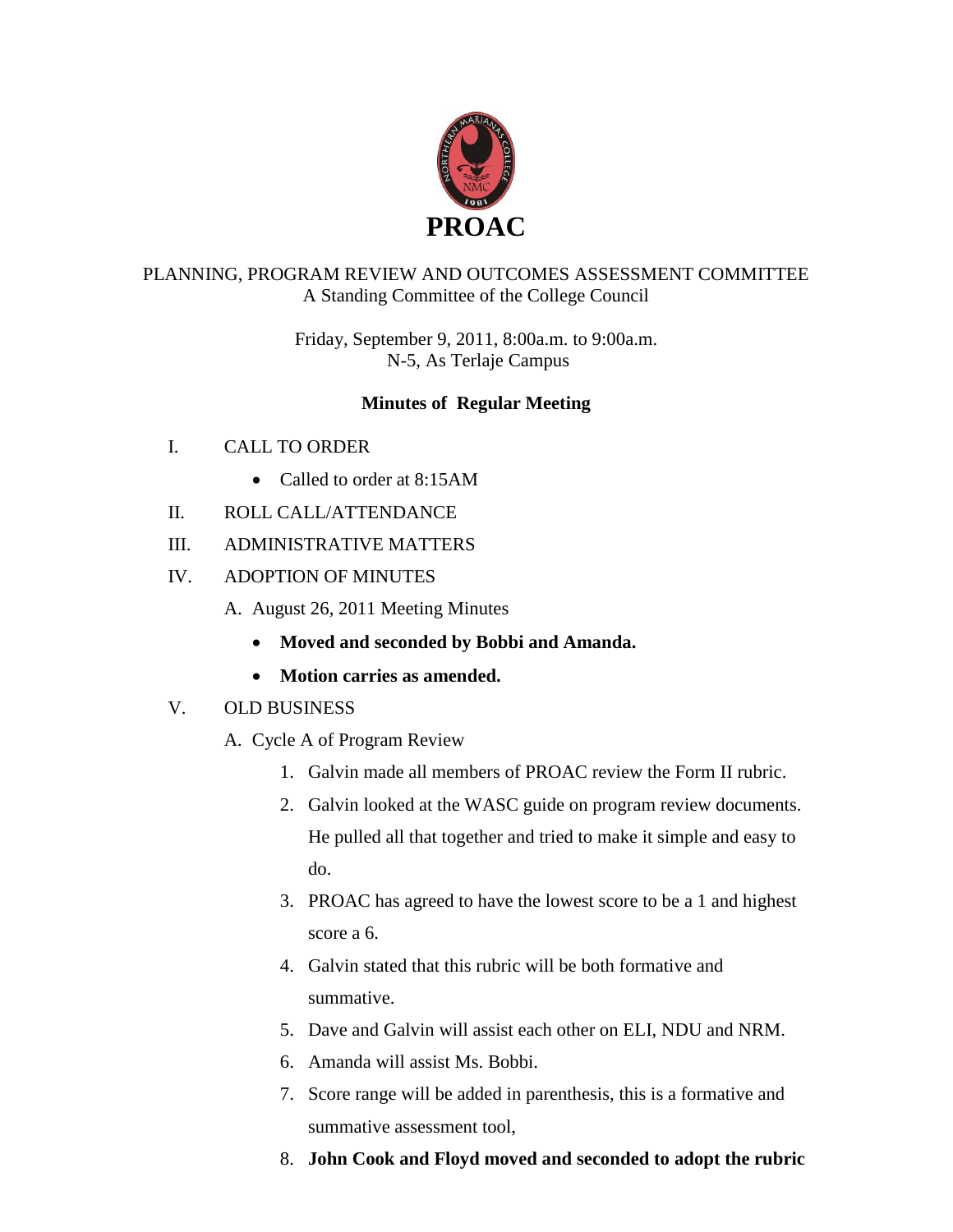# PROAC

PLANNING, PROGRAM REVIEW AND OUTCOMES ASSESSMENT COMMITTEE
A Standing Committee of the College Council

Friday, September 9, 2011, 8:00a.m. to 9:00a.m.
N-5, As Terlaje Campus

**Minutes of Regular Meeting**

I. CALL TO ORDER

- Called to order at 8:15AM

II. ROLL CALL/ATTENDANCE

III. ADMINISTRATIVE MATTERS

IV. ADOPTION OF MINUTES

A. August 26, 2011 Meeting Minutes

- **Moved and seconded by Bobbi and Amanda.**
- **Motion carries as amended.**

V. OLD BUSINESS

A. Cycle A of Program Review

1. Galvin made all members of PROAC review the Form II rubric.
2. Galvin looked at the WASC guide on program review documents. He pulled all that together and tried to make it simple and easy to do.
3. PROAC has agreed to have the lowest score to be a 1 and highest score a 6.
4. Galvin stated that this rubric will be both formative and summative.
5. Dave and Galvin will assist each other on ELI, NDU and NRM.
6. Amanda will assist Ms. Bobbi.
7. Score range will be added in parenthesis, this is a formative and summative assessment tool,
8. **John Cook and Floyd moved and seconded to adopt the rubric**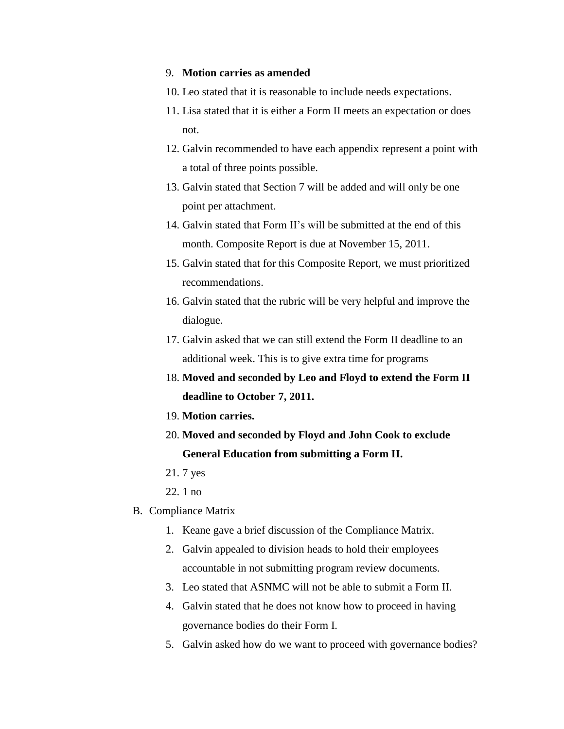9. **Motion carries as amended**
10. Leo stated that it is reasonable to include needs expectations.
11. Lisa stated that it is either a Form II meets an expectation or does not.
12. Galvin recommended to have each appendix represent a point with a total of three points possible.
13. Galvin stated that Section 7 will be added and will only be one point per attachment.
14. Galvin stated that Form II's will be submitted at the end of this month. Composite Report is due at November 15, 2011.
15. Galvin stated that for this Composite Report, we must prioritized recommendations.
16. Galvin stated that the rubric will be very helpful and improve the dialogue.
17. Galvin asked that we can still extend the Form II deadline to an additional week. This is to give extra time for programs
18. **Moved and seconded by Leo and Floyd to extend the Form II deadline to October 7, 2011.**
19. **Motion carries.**
20. **Moved and seconded by Floyd and John Cook to exclude General Education from submitting a Form II.**
21. 7 yes
22. 1 no

B. Compliance Matrix

1. Keane gave a brief discussion of the Compliance Matrix.
2. Galvin appealed to division heads to hold their employees accountable in not submitting program review documents.
3. Leo stated that ASNMC will not be able to submit a Form II.
4. Galvin stated that he does not know how to proceed in having governance bodies do their Form I.
5. Galvin asked how do we want to proceed with governance bodies?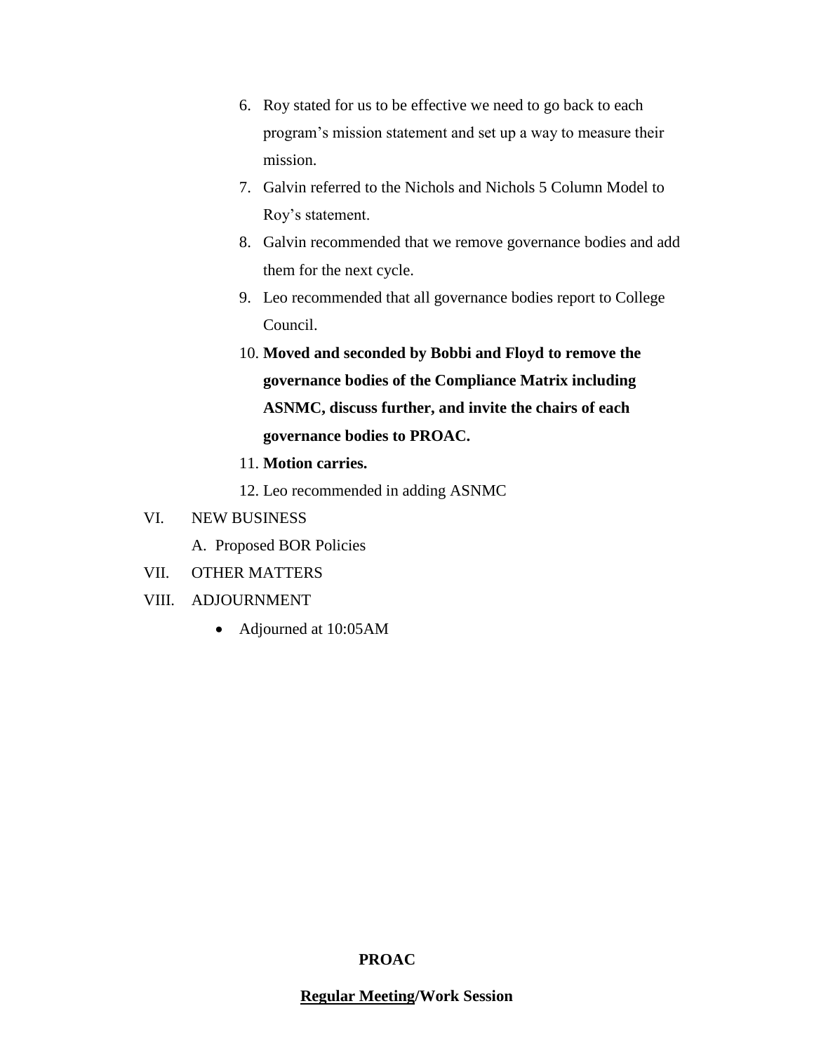6. Roy stated for us to be effective we need to go back to each program's mission statement and set up a way to measure their mission.
7. Galvin referred to the Nichols and Nichols 5 Column Model to Roy's statement.
8. Galvin recommended that we remove governance bodies and add them for the next cycle.
9. Leo recommended that all governance bodies report to College Council.
10. **Moved and seconded by Bobbi and Floyd to remove the governance bodies of the Compliance Matrix including ASNMC, discuss further, and invite the chairs of each governance bodies to PROAC.**
11. **Motion carries.**
12. Leo recommended in adding ASNMC

VI. NEW BUSINESS

A. Proposed BOR Policies

VII. OTHER MATTERS

VIII. ADJOURNMENT

- Adjourned at 10:05AM

**PROAC**

**<u>Regular Meeting</u>/Work Session**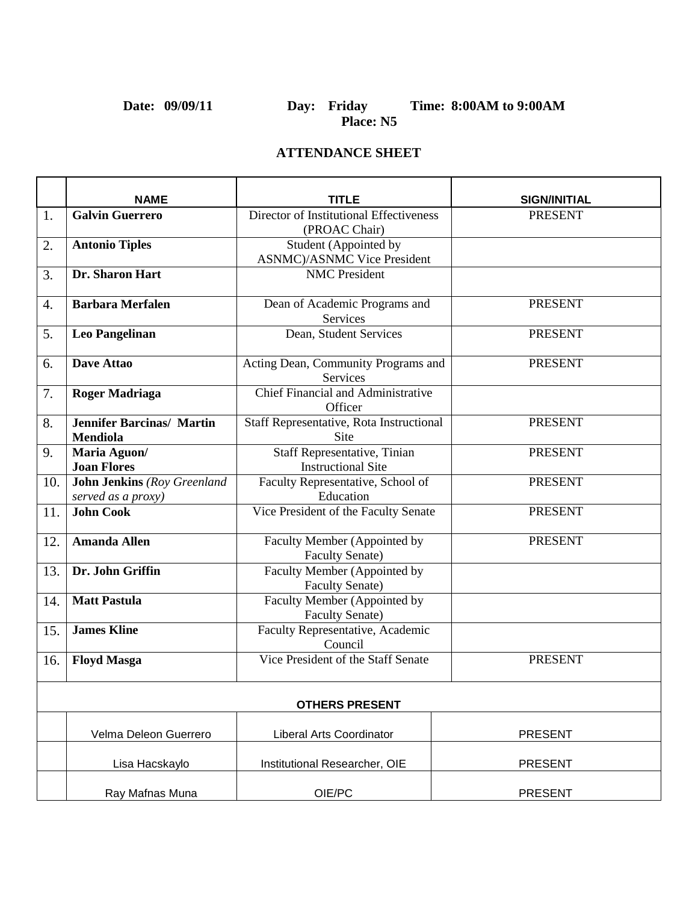**Date: 09/09/11 Day: Friday Time: 8:00AM to 9:00AM**
**Place: N5**

## ATTENDANCE SHEET

| | NAME | TITLE | SIGN/INITIAL |
|---|---|---|---|
| 1. | **Galvin Guerrero** | Director of Institutional Effectiveness (PROAC Chair) | PRESENT |
| 2. | **Antonio Tiples** | Student (Appointed by ASNMC)/ASNMC Vice President | |
| 3. | **Dr. Sharon Hart** | NMC President | |
| 4. | **Barbara Merfalen** | Dean of Academic Programs and Services | PRESENT |
| 5. | **Leo Pangelinan** | Dean, Student Services | PRESENT |
| 6. | **Dave Attao** | Acting Dean, Community Programs and Services | PRESENT |
| 7. | **Roger Madriaga** | Chief Financial and Administrative Officer | |
| 8. | **Jennifer Barcinas/ Martin Mendiola** | Staff Representative, Rota Instructional Site | PRESENT |
| 9. | **Maria Aguon/ Joan Flores** | Staff Representative, Tinian Instructional Site | PRESENT |
| 10. | **John Jenkins** *(Roy Greenland served as a proxy)* | Faculty Representative, School of Education | PRESENT |
| 11. | **John Cook** | Vice President of the Faculty Senate | PRESENT |
| 12. | **Amanda Allen** | Faculty Member (Appointed by Faculty Senate) | PRESENT |
| 13. | **Dr. John Griffin** | Faculty Member (Appointed by Faculty Senate) | |
| 14. | **Matt Pastula** | Faculty Member (Appointed by Faculty Senate) | |
| 15. | **James Kline** | Faculty Representative, Academic Council | |
| 16. | **Floyd Masga** | Vice President of the Staff Senate | PRESENT |
| | **OTHERS PRESENT** | | |
| | Velma Deleon Guerrero | Liberal Arts Coordinator | PRESENT |
| | Lisa Hacskaylo | Institutional Researcher, OIE | PRESENT |
| | Ray Mafnas Muna | OIE/PC | PRESENT |